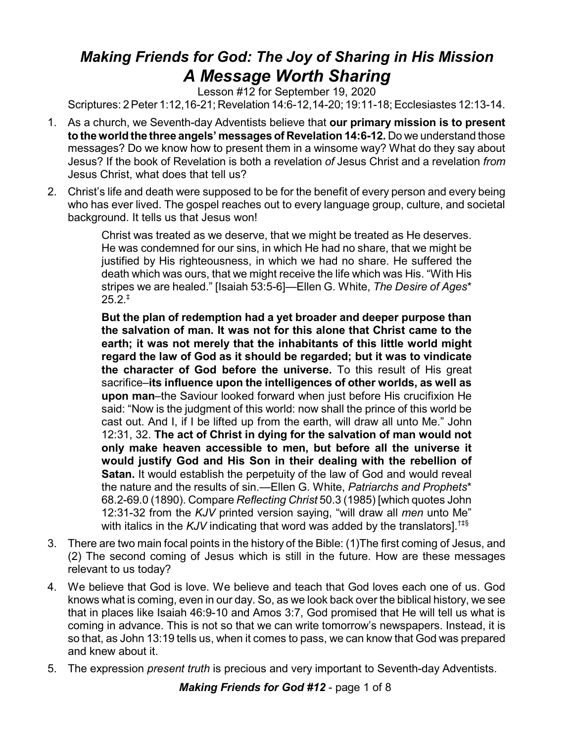# *Making Friends for God: The Joy of Sharing in His Mission*
# *A Message Worth Sharing*

Lesson #12 for September 19, 2020

Scriptures: 2 Peter 1:12,16-21; Revelation 14:6-12,14-20; 19:11-18; Ecclesiastes 12:13-14.

1. As a church, we Seventh-day Adventists believe that **our primary mission is to present to the world the three angels' messages of Revelation 14:6-12.** Do we understand those messages? Do we know how to present them in a winsome way? What do they say about Jesus? If the book of Revelation is both a revelation *of* Jesus Christ and a revelation *from* Jesus Christ, what does that tell us?

2. Christ's life and death were supposed to be for the benefit of every person and every being who has ever lived. The gospel reaches out to every language group, culture, and societal background. It tells us that Jesus won!

   > Christ was treated as we deserve, that we might be treated as He deserves. He was condemned for our sins, in which He had no share, that we might be justified by His righteousness, in which we had no share. He suffered the death which was ours, that we might receive the life which was His. "With His stripes we are healed." [Isaiah 53:5-6]—Ellen G. White, *The Desire of Ages*\* 25.2.‡
   >
   > **But the plan of redemption had a yet broader and deeper purpose than the salvation of man. It was not for this alone that Christ came to the earth; it was not merely that the inhabitants of this little world might regard the law of God as it should be regarded; but it was to vindicate the character of God before the universe.** To this result of His great sacrifice–**its influence upon the intelligences of other worlds, as well as upon man**–the Saviour looked forward when just before His crucifixion He said: "Now is the judgment of this world: now shall the prince of this world be cast out. And I, if I be lifted up from the earth, will draw all unto Me." John 12:31, 32. **The act of Christ in dying for the salvation of man would not only make heaven accessible to men, but before all the universe it would justify God and His Son in their dealing with the rebellion of Satan.** It would establish the perpetuity of the law of God and would reveal the nature and the results of sin.—Ellen G. White, *Patriarchs and Prophets*\* 68.2-69.0 (1890). Compare *Reflecting Christ* 50.3 (1985) [which quotes John 12:31-32 from the *KJV* printed version saying, "will draw all *men* unto Me" with italics in the *KJV* indicating that word was added by the translators].††§

3. There are two main focal points in the history of the Bible: (1)The first coming of Jesus, and (2) The second coming of Jesus which is still in the future. How are these messages relevant to us today?

4. We believe that God is love. We believe and teach that God loves each one of us. God knows what is coming, even in our day. So, as we look back over the biblical history, we see that in places like Isaiah 46:9-10 and Amos 3:7, God promised that He will tell us what is coming in advance. This is not so that we can write tomorrow's newspapers. Instead, it is so that, as John 13:19 tells us, when it comes to pass, we can know that God was prepared and knew about it.

5. The expression *present truth* is precious and very important to Seventh-day Adventists.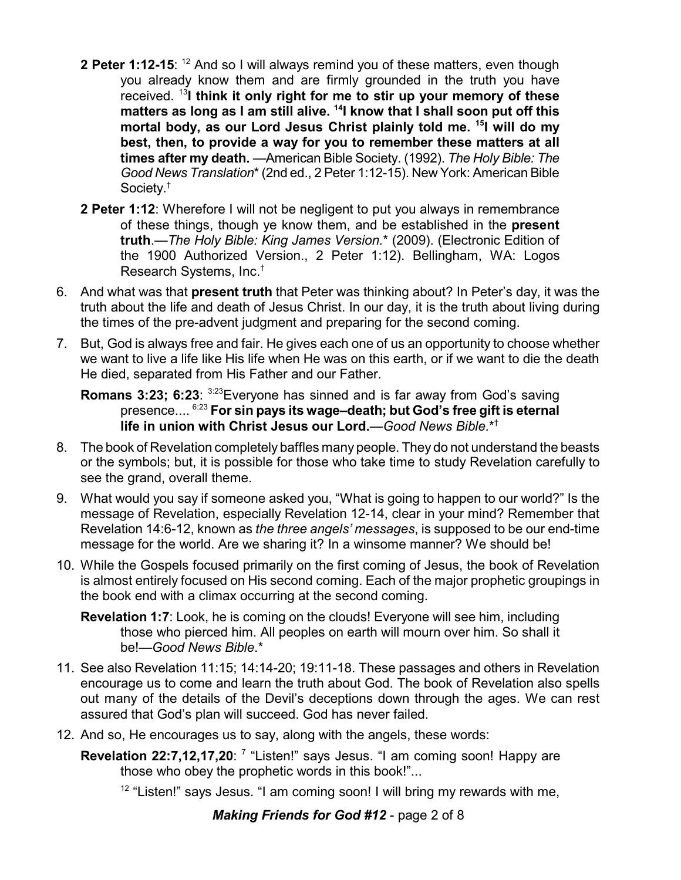**2 Peter 1:12-15**: [12] And so I will always remind you of these matters, even though you already know them and are firmly grounded in the truth you have received. [13]**I think it only right for me to stir up your memory of these matters as long as I am still alive.** [14]**I know that I shall soon put off this mortal body, as our Lord Jesus Christ plainly told me.** [15]**I will do my best, then, to provide a way for you to remember these matters at all times after my death.** —American Bible Society. (1992). *The Holy Bible: The Good News Translation*\* (2nd ed., 2 Peter 1:12-15). New York: American Bible Society.†

**2 Peter 1:12**: Wherefore I will not be negligent to put you always in remembrance of these things, though ye know them, and be established in the **present truth**.—*The Holy Bible: King James Version.*\* (2009). (Electronic Edition of the 1900 Authorized Version., 2 Peter 1:12). Bellingham, WA: Logos Research Systems, Inc.†

6. And what was that **present truth** that Peter was thinking about? In Peter's day, it was the truth about the life and death of Jesus Christ. In our day, it is the truth about living during the times of the pre-advent judgment and preparing for the second coming.

7. But, God is always free and fair. He gives each one of us an opportunity to choose whether we want to live a life like His life when He was on this earth, or if we want to die the death He died, separated from His Father and our Father.

   **Romans 3:23; 6:23**: [3:23]Everyone has sinned and is far away from God's saving presence.... [6:23] **For sin pays its wage–death; but God's free gift is eternal life in union with Christ Jesus our Lord.**—*Good News Bible*.\*†

8. The book of Revelation completely baffles many people. They do not understand the beasts or the symbols; but, it is possible for those who take time to study Revelation carefully to see the grand, overall theme.

9. What would you say if someone asked you, "What is going to happen to our world?" Is the message of Revelation, especially Revelation 12-14, clear in your mind? Remember that Revelation 14:6-12, known as *the three angels' messages*, is supposed to be our end-time message for the world. Are we sharing it? In a winsome manner? We should be!

10. While the Gospels focused primarily on the first coming of Jesus, the book of Revelation is almost entirely focused on His second coming. Each of the major prophetic groupings in the book end with a climax occurring at the second coming.

    **Revelation 1:7**: Look, he is coming on the clouds! Everyone will see him, including those who pierced him. All peoples on earth will mourn over him. So shall it be!—*Good News Bible*.\*

11. See also Revelation 11:15; 14:14-20; 19:11-18. These passages and others in Revelation encourage us to come and learn the truth about God. The book of Revelation also spells out many of the details of the Devil's deceptions down through the ages. We can rest assured that God's plan will succeed. God has never failed.

12. And so, He encourages us to say, along with the angels, these words:

    **Revelation 22:7,12,17,20**: [7] "Listen!" says Jesus. "I am coming soon! Happy are those who obey the prophetic words in this book!"...

    [12] "Listen!" says Jesus. "I am coming soon! I will bring my rewards with me,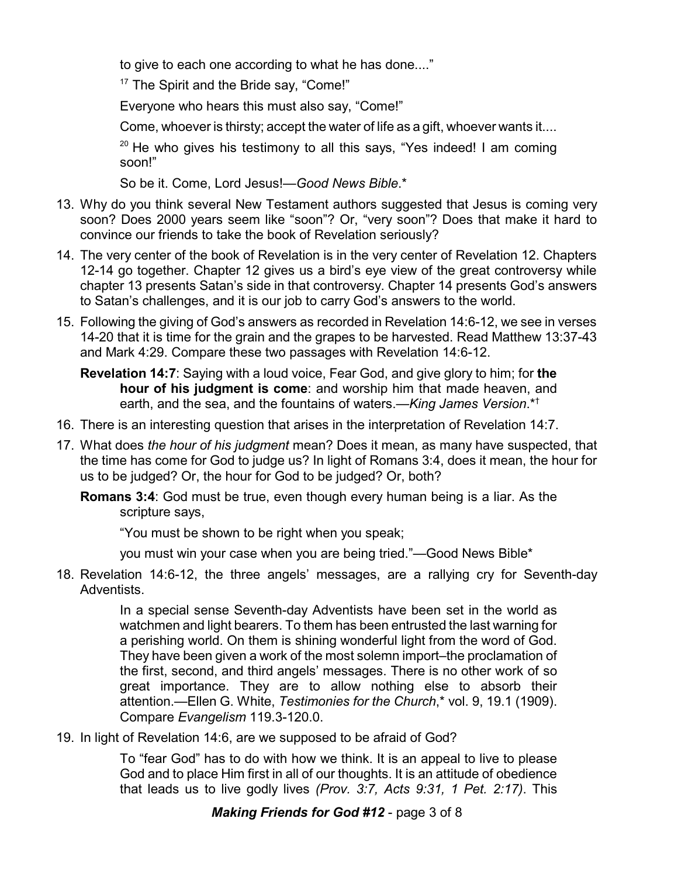to give to each one according to what he has done...."

[17] The Spirit and the Bride say, "Come!"

Everyone who hears this must also say, "Come!"

Come, whoever is thirsty; accept the water of life as a gift, whoever wants it....

[20] He who gives his testimony to all this says, "Yes indeed! I am coming soon!"

So be it. Come, Lord Jesus!—*Good News Bible*.*

13. Why do you think several New Testament authors suggested that Jesus is coming very soon? Does 2000 years seem like "soon"? Or, "very soon"? Does that make it hard to convince our friends to take the book of Revelation seriously?
14. The very center of the book of Revelation is in the very center of Revelation 12. Chapters 12-14 go together. Chapter 12 gives us a bird's eye view of the great controversy while chapter 13 presents Satan's side in that controversy. Chapter 14 presents God's answers to Satan's challenges, and it is our job to carry God's answers to the world.
15. Following the giving of God's answers as recorded in Revelation 14:6-12, we see in verses 14-20 that it is time for the grain and the grapes to be harvested. Read Matthew 13:37-43 and Mark 4:29. Compare these two passages with Revelation 14:6-12.

**Revelation 14:7**: Saying with a loud voice, Fear God, and give glory to him; for **the hour of his judgment is come**: and worship him that made heaven, and earth, and the sea, and the fountains of waters.—*King James Version*.*†

16. There is an interesting question that arises in the interpretation of Revelation 14:7.
17. What does *the hour of his judgment* mean? Does it mean, as many have suspected, that the time has come for God to judge us? In light of Romans 3:4, does it mean, the hour for us to be judged? Or, the hour for God to be judged? Or, both?

**Romans 3:4**: God must be true, even though every human being is a liar. As the scripture says,

"You must be shown to be right when you speak;

you must win your case when you are being tried."—Good News Bible*

18. Revelation 14:6-12, the three angels' messages, are a rallying cry for Seventh-day Adventists.

> In a special sense Seventh-day Adventists have been set in the world as watchmen and light bearers. To them has been entrusted the last warning for a perishing world. On them is shining wonderful light from the word of God. They have been given a work of the most solemn import–the proclamation of the first, second, and third angels' messages. There is no other work of so great importance. They are to allow nothing else to absorb their attention.—Ellen G. White, *Testimonies for the Church*,* vol. 9, 19.1 (1909). Compare *Evangelism* 119.3-120.0.

19. In light of Revelation 14:6, are we supposed to be afraid of God?

> To "fear God" has to do with how we think. It is an appeal to live to please God and to place Him first in all of our thoughts. It is an attitude of obedience that leads us to live godly lives *(Prov. 3:7, Acts 9:31, 1 Pet. 2:17)*. This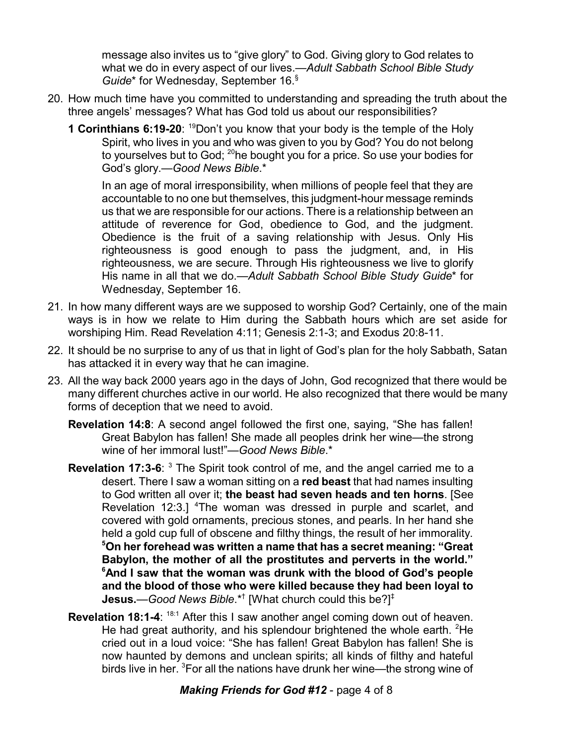message also invites us to "give glory" to God. Giving glory to God relates to what we do in every aspect of our lives.—*Adult Sabbath School Bible Study Guide*\* for Wednesday, September 16.[§]

20. How much time have you committed to understanding and spreading the truth about the three angels' messages? What has God told us about our responsibilities?

    **1 Corinthians 6:19-20**: [19]Don't you know that your body is the temple of the Holy Spirit, who lives in you and who was given to you by God? You do not belong to yourselves but to God; [20]he bought you for a price. So use your bodies for God's glory.—*Good News Bible*.\*

    In an age of moral irresponsibility, when millions of people feel that they are accountable to no one but themselves, this judgment-hour message reminds us that we are responsible for our actions. There is a relationship between an attitude of reverence for God, obedience to God, and the judgment. Obedience is the fruit of a saving relationship with Jesus. Only His righteousness is good enough to pass the judgment, and, in His righteousness, we are secure. Through His righteousness we live to glorify His name in all that we do.—*Adult Sabbath School Bible Study Guide*\* for Wednesday, September 16.

21. In how many different ways are we supposed to worship God? Certainly, one of the main ways is in how we relate to Him during the Sabbath hours which are set aside for worshiping Him. Read Revelation 4:11; Genesis 2:1-3; and Exodus 20:8-11.

22. It should be no surprise to any of us that in light of God's plan for the holy Sabbath, Satan has attacked it in every way that he can imagine.

23. All the way back 2000 years ago in the days of John, God recognized that there would be many different churches active in our world. He also recognized that there would be many forms of deception that we need to avoid.

    **Revelation 14:8**: A second angel followed the first one, saying, "She has fallen! Great Babylon has fallen! She made all peoples drink her wine—the strong wine of her immoral lust!"—*Good News Bible*.\*

    **Revelation 17:3-6**: [3] The Spirit took control of me, and the angel carried me to a desert. There I saw a woman sitting on a **red beast** that had names insulting to God written all over it; **the beast had seven heads and ten horns**. [See Revelation 12:3.] [4]The woman was dressed in purple and scarlet, and covered with gold ornaments, precious stones, and pearls. In her hand she held a gold cup full of obscene and filthy things, the result of her immorality. **[5]On her forehead was written a name that has a secret meaning: "Great Babylon, the mother of all the prostitutes and perverts in the world." [6]And I saw that the woman was drunk with the blood of God's people and the blood of those who were killed because they had been loyal to Jesus.**—*Good News Bible*.\*[†] [What church could this be?][‡]

    **Revelation 18:1-4**: [18:1] After this I saw another angel coming down out of heaven. He had great authority, and his splendour brightened the whole earth. [2]He cried out in a loud voice: "She has fallen! Great Babylon has fallen! She is now haunted by demons and unclean spirits; all kinds of filthy and hateful birds live in her. [3]For all the nations have drunk her wine—the strong wine of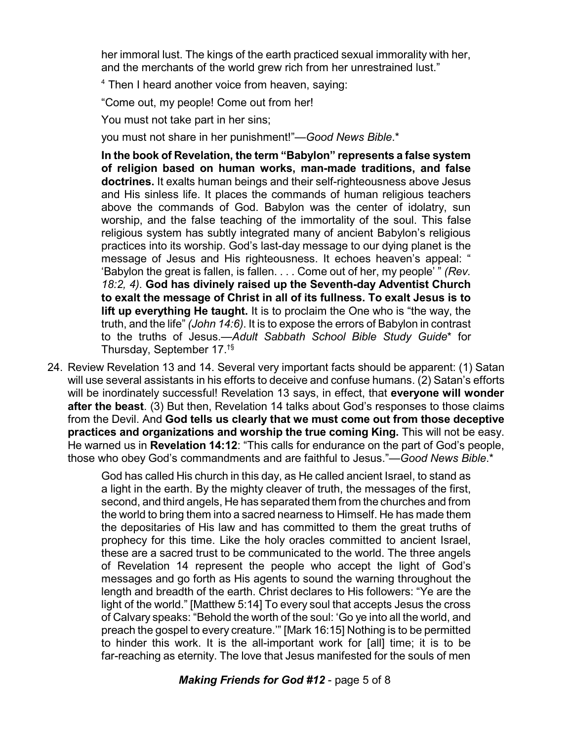her immoral lust. The kings of the earth practiced sexual immorality with her, and the merchants of the world grew rich from her unrestrained lust."

[4] Then I heard another voice from heaven, saying:

"Come out, my people! Come out from her!

You must not take part in her sins;

you must not share in her punishment!"—*Good News Bible*.*

> **In the book of Revelation, the term "Babylon" represents a false system of religion based on human works, man-made traditions, and false doctrines.** It exalts human beings and their self-righteousness above Jesus and His sinless life. It places the commands of human religious teachers above the commands of God. Babylon was the center of idolatry, sun worship, and the false teaching of the immortality of the soul. This false religious system has subtly integrated many of ancient Babylon's religious practices into its worship. God's last-day message to our dying planet is the message of Jesus and His righteousness. It echoes heaven's appeal: " 'Babylon the great is fallen, is fallen. . . . Come out of her, my people' " *(Rev. 18:2, 4)*. **God has divinely raised up the Seventh-day Adventist Church to exalt the message of Christ in all of its fullness. To exalt Jesus is to lift up everything He taught.** It is to proclaim the One who is "the way, the truth, and the life" *(John 14:6)*. It is to expose the errors of Babylon in contrast to the truths of Jesus.—*Adult Sabbath School Bible Study Guide** for Thursday, September 17.†§

24. Review Revelation 13 and 14. Several very important facts should be apparent: (1) Satan will use several assistants in his efforts to deceive and confuse humans. (2) Satan's efforts will be inordinately successful! Revelation 13 says, in effect, that **everyone will wonder after the beast**. (3) But then, Revelation 14 talks about God's responses to those claims from the Devil. And **God tells us clearly that we must come out from those deceptive practices and organizations and worship the true coming King.** This will not be easy. He warned us in **Revelation 14:12**: "This calls for endurance on the part of God's people, those who obey God's commandments and are faithful to Jesus."—*Good News Bible*.*

> God has called His church in this day, as He called ancient Israel, to stand as a light in the earth. By the mighty cleaver of truth, the messages of the first, second, and third angels, He has separated them from the churches and from the world to bring them into a sacred nearness to Himself. He has made them the depositaries of His law and has committed to them the great truths of prophecy for this time. Like the holy oracles committed to ancient Israel, these are a sacred trust to be communicated to the world. The three angels of Revelation 14 represent the people who accept the light of God's messages and go forth as His agents to sound the warning throughout the length and breadth of the earth. Christ declares to His followers: "Ye are the light of the world." [Matthew 5:14] To every soul that accepts Jesus the cross of Calvary speaks: "Behold the worth of the soul: 'Go ye into all the world, and preach the gospel to every creature.'" [Mark 16:15] Nothing is to be permitted to hinder this work. It is the all-important work for [all] time; it is to be far-reaching as eternity. The love that Jesus manifested for the souls of men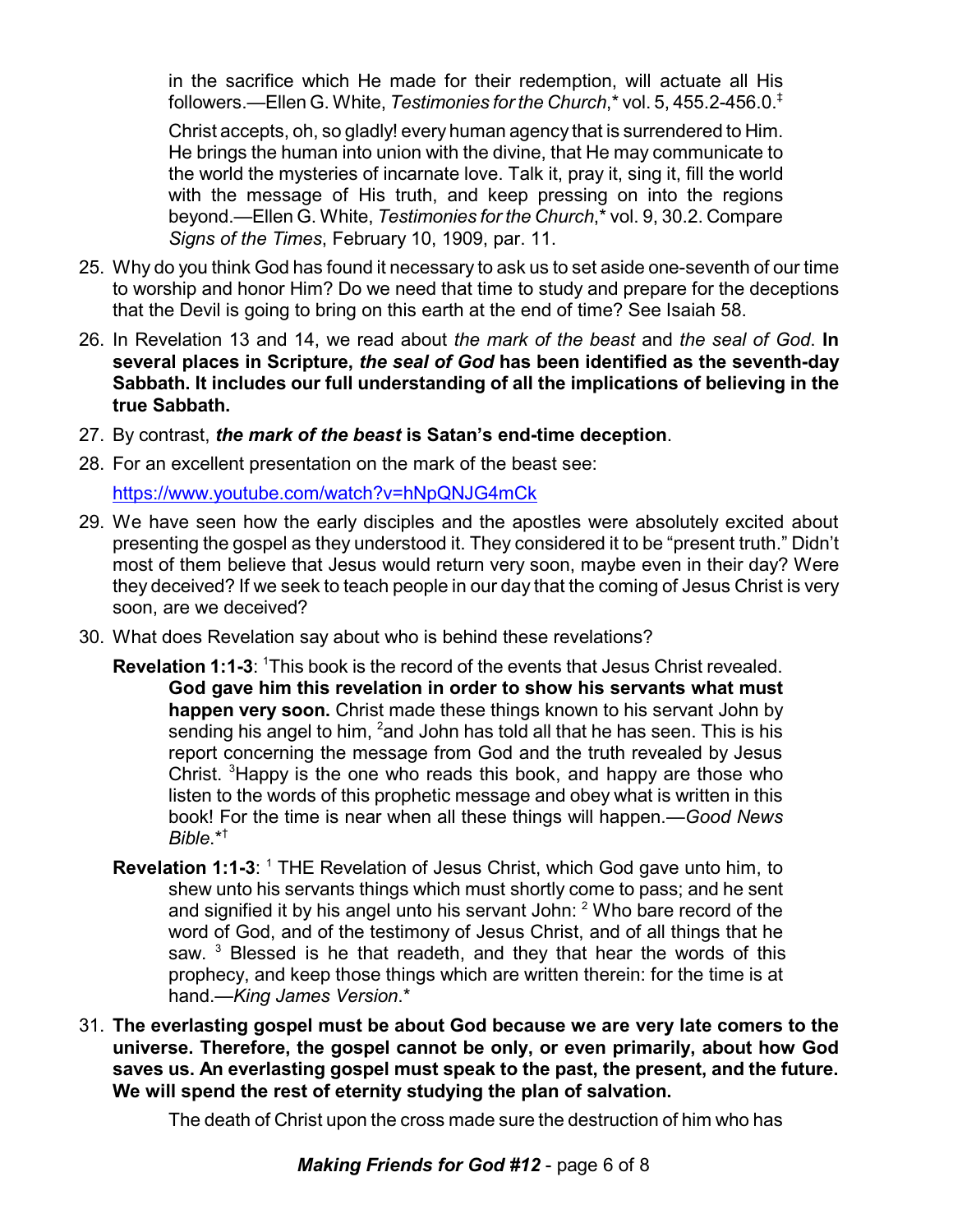in the sacrifice which He made for their redemption, will actuate all His followers.—Ellen G. White, *Testimonies for the Church*,* vol. 5, 455.2-456.0.‡

Christ accepts, oh, so gladly! every human agency that is surrendered to Him. He brings the human into union with the divine, that He may communicate to the world the mysteries of incarnate love. Talk it, pray it, sing it, fill the world with the message of His truth, and keep pressing on into the regions beyond.—Ellen G. White, *Testimonies for the Church*,* vol. 9, 30.2. Compare *Signs of the Times*, February 10, 1909, par. 11.

25. Why do you think God has found it necessary to ask us to set aside one-seventh of our time to worship and honor Him? Do we need that time to study and prepare for the deceptions that the Devil is going to bring on this earth at the end of time? See Isaiah 58.
26. In Revelation 13 and 14, we read about *the mark of the beast* and *the seal of God*. **In several places in Scripture, *the seal of God* has been identified as the seventh-day Sabbath. It includes our full understanding of all the implications of believing in the true Sabbath.**
27. By contrast, ***the mark of the beast* is Satan's end-time deception**.
28. For an excellent presentation on the mark of the beast see:

    https://www.youtube.com/watch?v=hNpQNJG4mCk
29. We have seen how the early disciples and the apostles were absolutely excited about presenting the gospel as they understood it. They considered it to be "present truth." Didn't most of them believe that Jesus would return very soon, maybe even in their day? Were they deceived? If we seek to teach people in our day that the coming of Jesus Christ is very soon, are we deceived?
30. What does Revelation say about who is behind these revelations?

    **Revelation 1:1-3**: [1]This book is the record of the events that Jesus Christ revealed. **God gave him this revelation in order to show his servants what must happen very soon.** Christ made these things known to his servant John by sending his angel to him, [2]and John has told all that he has seen. This is his report concerning the message from God and the truth revealed by Jesus Christ. [3]Happy is the one who reads this book, and happy are those who listen to the words of this prophetic message and obey what is written in this book! For the time is near when all these things will happen.—*Good News Bible*.*†

    **Revelation 1:1-3**: [1] THE Revelation of Jesus Christ, which God gave unto him, to shew unto his servants things which must shortly come to pass; and he sent and signified it by his angel unto his servant John: [2] Who bare record of the word of God, and of the testimony of Jesus Christ, and of all things that he saw. [3] Blessed is he that readeth, and they that hear the words of this prophecy, and keep those things which are written therein: for the time is at hand.—*King James Version*.*
31. **The everlasting gospel must be about God because we are very late comers to the universe. Therefore, the gospel cannot be only, or even primarily, about how God saves us. An everlasting gospel must speak to the past, the present, and the future. We will spend the rest of eternity studying the plan of salvation.**

    The death of Christ upon the cross made sure the destruction of him who has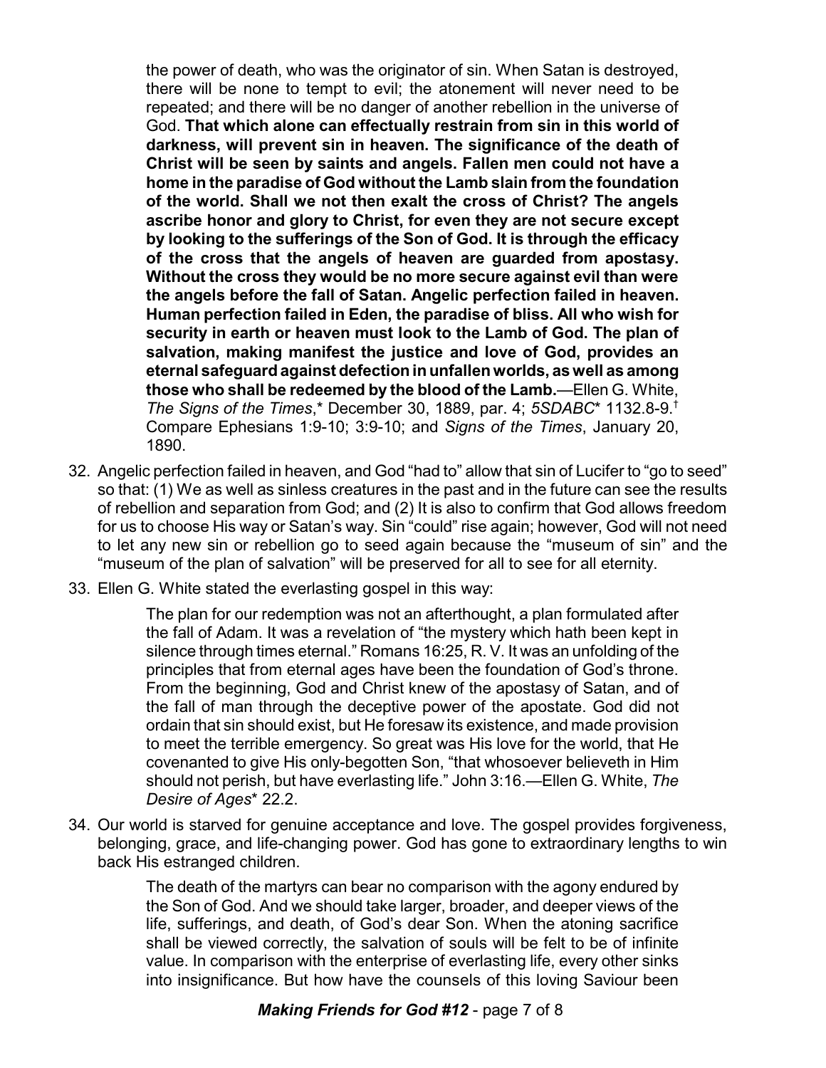> the power of death, who was the originator of sin. When Satan is destroyed, there will be none to tempt to evil; the atonement will never need to be repeated; and there will be no danger of another rebellion in the universe of God. **That which alone can effectually restrain from sin in this world of darkness, will prevent sin in heaven. The significance of the death of Christ will be seen by saints and angels. Fallen men could not have a home in the paradise of God without the Lamb slain from the foundation of the world. Shall we not then exalt the cross of Christ? The angels ascribe honor and glory to Christ, for even they are not secure except by looking to the sufferings of the Son of God. It is through the efficacy of the cross that the angels of heaven are guarded from apostasy. Without the cross they would be no more secure against evil than were the angels before the fall of Satan. Angelic perfection failed in heaven. Human perfection failed in Eden, the paradise of bliss. All who wish for security in earth or heaven must look to the Lamb of God. The plan of salvation, making manifest the justice and love of God, provides an eternal safeguard against defection in unfallen worlds, as well as among those who shall be redeemed by the blood of the Lamb.**—Ellen G. White, *The Signs of the Times*,* December 30, 1889, par. 4; *5SDABC** 1132.8-9.† Compare Ephesians 1:9-10; 3:9-10; and *Signs of the Times*, January 20, 1890.

32. Angelic perfection failed in heaven, and God "had to" allow that sin of Lucifer to "go to seed" so that: (1) We as well as sinless creatures in the past and in the future can see the results of rebellion and separation from God; and (2) It is also to confirm that God allows freedom for us to choose His way or Satan's way. Sin "could" rise again; however, God will not need to let any new sin or rebellion go to seed again because the "museum of sin" and the "museum of the plan of salvation" will be preserved for all to see for all eternity.

33. Ellen G. White stated the everlasting gospel in this way:

> The plan for our redemption was not an afterthought, a plan formulated after the fall of Adam. It was a revelation of "the mystery which hath been kept in silence through times eternal." Romans 16:25, R. V. It was an unfolding of the principles that from eternal ages have been the foundation of God's throne. From the beginning, God and Christ knew of the apostasy of Satan, and of the fall of man through the deceptive power of the apostate. God did not ordain that sin should exist, but He foresaw its existence, and made provision to meet the terrible emergency. So great was His love for the world, that He covenanted to give His only-begotten Son, "that whosoever believeth in Him should not perish, but have everlasting life." John 3:16.—Ellen G. White, *The Desire of Ages** 22.2.

34. Our world is starved for genuine acceptance and love. The gospel provides forgiveness, belonging, grace, and life-changing power. God has gone to extraordinary lengths to win back His estranged children.

> The death of the martyrs can bear no comparison with the agony endured by the Son of God. And we should take larger, broader, and deeper views of the life, sufferings, and death, of God's dear Son. When the atoning sacrifice shall be viewed correctly, the salvation of souls will be felt to be of infinite value. In comparison with the enterprise of everlasting life, every other sinks into insignificance. But how have the counsels of this loving Saviour been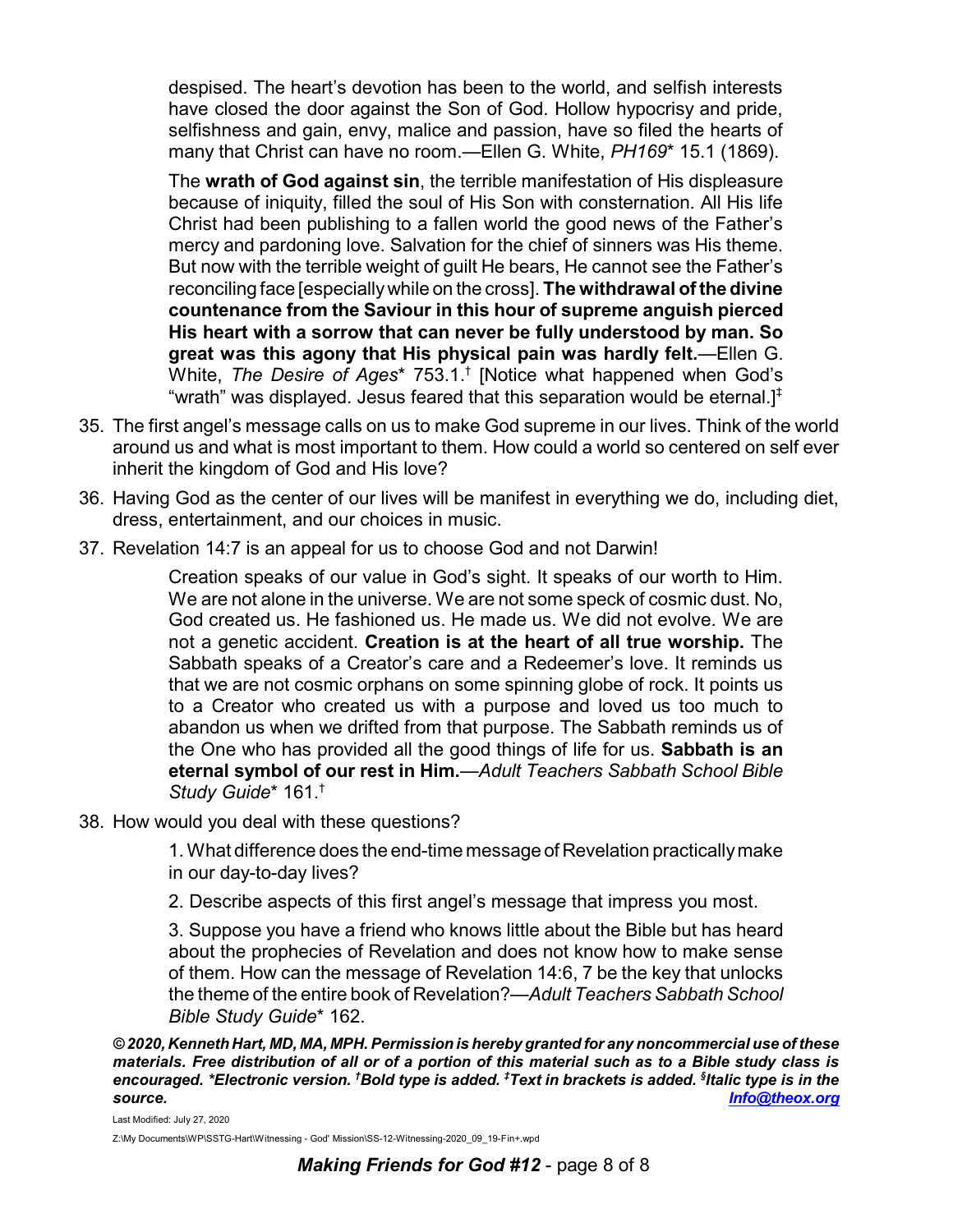despised. The heart's devotion has been to the world, and selfish interests have closed the door against the Son of God. Hollow hypocrisy and pride, selfishness and gain, envy, malice and passion, have so filed the hearts of many that Christ can have no room.—Ellen G. White, *PH169*\* 15.1 (1869).

The **wrath of God against sin**, the terrible manifestation of His displeasure because of iniquity, filled the soul of His Son with consternation. All His life Christ had been publishing to a fallen world the good news of the Father's mercy and pardoning love. Salvation for the chief of sinners was His theme. But now with the terrible weight of guilt He bears, He cannot see the Father's reconciling face [especially while on the cross]. **The withdrawal of the divine countenance from the Saviour in this hour of supreme anguish pierced His heart with a sorrow that can never be fully understood by man. So great was this agony that His physical pain was hardly felt.**—Ellen G. White, *The Desire of Ages*\* 753.1.† [Notice what happened when God's "wrath" was displayed. Jesus feared that this separation would be eternal.]‡

35. The first angel's message calls on us to make God supreme in our lives. Think of the world around us and what is most important to them. How could a world so centered on self ever inherit the kingdom of God and His love?
36. Having God as the center of our lives will be manifest in everything we do, including diet, dress, entertainment, and our choices in music.
37. Revelation 14:7 is an appeal for us to choose God and not Darwin!

> Creation speaks of our value in God's sight. It speaks of our worth to Him. We are not alone in the universe. We are not some speck of cosmic dust. No, God created us. He fashioned us. He made us. We did not evolve. We are not a genetic accident. **Creation is at the heart of all true worship.** The Sabbath speaks of a Creator's care and a Redeemer's love. It reminds us that we are not cosmic orphans on some spinning globe of rock. It points us to a Creator who created us with a purpose and loved us too much to abandon us when we drifted from that purpose. The Sabbath reminds us of the One who has provided all the good things of life for us. **Sabbath is an eternal symbol of our rest in Him.**—*Adult Teachers Sabbath School Bible Study Guide*\* 161.†

38. How would you deal with these questions?

> 1. What difference does the end-time message of Revelation practically make in our day-to-day lives?
>
> 2. Describe aspects of this first angel's message that impress you most.
>
> 3. Suppose you have a friend who knows little about the Bible but has heard about the prophecies of Revelation and does not know how to make sense of them. How can the message of Revelation 14:6, 7 be the key that unlocks the theme of the entire book of Revelation?—*Adult Teachers Sabbath School Bible Study Guide*\* 162.

***© 2020, Kenneth Hart, MD, MA, MPH. Permission is hereby granted for any noncommercial use of these materials. Free distribution of all or of a portion of this material such as to a Bible study class is encouraged. \*Electronic version. †Bold type is added. ‡Text in brackets is added. §Italic type is in the source.*** ***Info@theox.org***

Last Modified: July 27, 2020

Z:\My Documents\WP\SSTG-Hart\Witnessing - God' Mission\SS-12-Witnessing-2020_09_19-Fin+.wpd